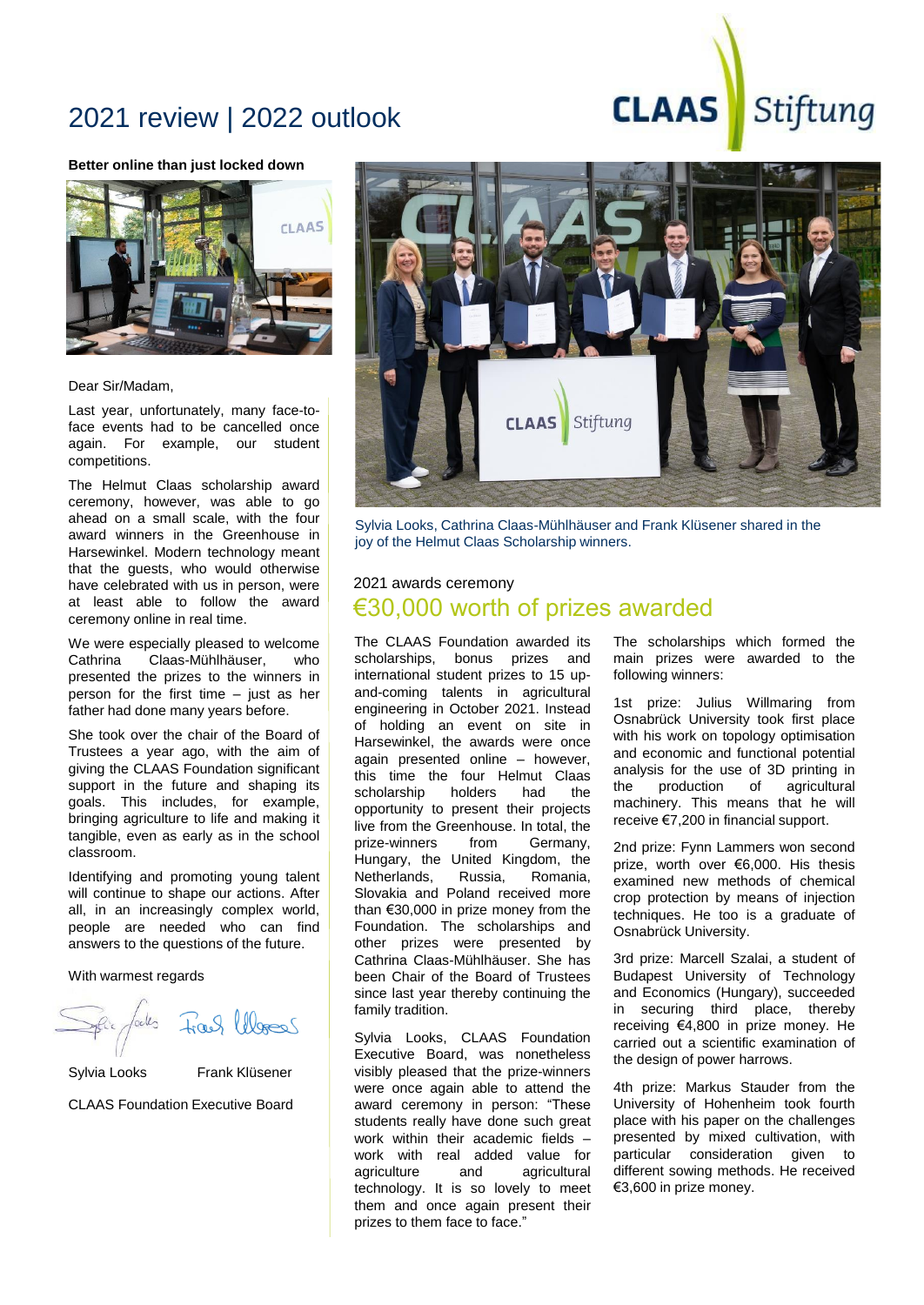# 2021 review | 2022 outlook

**Better online than just locked down**

Dear Sir/Madam,

Last year, unfortunately, many face-to-face events had to be cancelled once again. For example, our student competitions.

The Helmut Claas scholarship award ceremony, however, was able to go ahead on a small scale, with the four award winners in the Greenhouse in Harsewinkel. Modern technology meant that the guests, who would otherwise have celebrated with us in person, were at least able to follow the award ceremony online in real time.

We were especially pleased to welcome Cathrina Claas-Mühlhäuser, who presented the prizes to the winners in person for the first time – just as her father had done many years before.

She took over the chair of the Board of Trustees a year ago, with the aim of giving the CLAAS Foundation significant support in the future and shaping its goals. This includes, for example, bringing agriculture to life and making it tangible, even as early as in the school classroom.

Identifying and promoting young talent will continue to shape our actions. After all, in an increasingly complex world, people are needed who can find answers to the questions of the future.

With warmest regards

Sylvia Looks Frank Klüsener

CLAAS Foundation Executive Board

Sylvia Looks, Cathrina Claas-Mühlhäuser and Frank Klüsener shared in the joy of the Helmut Claas Scholarship winners.

2021 awards ceremony

## €30,000 worth of prizes awarded

The CLAAS Foundation awarded its scholarships, bonus prizes and international student prizes to 15 up-and-coming talents in agricultural engineering in October 2021. Instead of holding an event on site in Harsewinkel, the awards were once again presented online – however, this time the four Helmut Claas scholarship holders had the opportunity to present their projects live from the Greenhouse. In total, the prize-winners from Germany, Hungary, the United Kingdom, the Netherlands, Russia, Romania, Slovakia and Poland received more than €30,000 in prize money from the Foundation. The scholarships and other prizes were presented by Cathrina Claas-Mühlhäuser. She has been Chair of the Board of Trustees since last year thereby continuing the family tradition.

Sylvia Looks, CLAAS Foundation Executive Board, was nonetheless visibly pleased that the prize-winners were once again able to attend the award ceremony in person: "These students really have done such great work within their academic fields – work with real added value for agriculture and agricultural technology. It is so lovely to meet them and once again present their prizes to them face to face."

The scholarships which formed the main prizes were awarded to the following winners:

1st prize: Julius Willmaring from Osnabrück University took first place with his work on topology optimisation and economic and functional potential analysis for the use of 3D printing in the production of agricultural machinery. This means that he will receive €7,200 in financial support.

2nd prize: Fynn Lammers won second prize, worth over €6,000. His thesis examined new methods of chemical crop protection by means of injection techniques. He too is a graduate of Osnabrück University.

3rd prize: Marcell Szalai, a student of Budapest University of Technology and Economics (Hungary), succeeded in securing third place, thereby receiving €4,800 in prize money. He carried out a scientific examination of the design of power harrows.

4th prize: Markus Stauder from the University of Hohenheim took fourth place with his paper on the challenges presented by mixed cultivation, with particular consideration given to different sowing methods. He received €3,600 in prize money.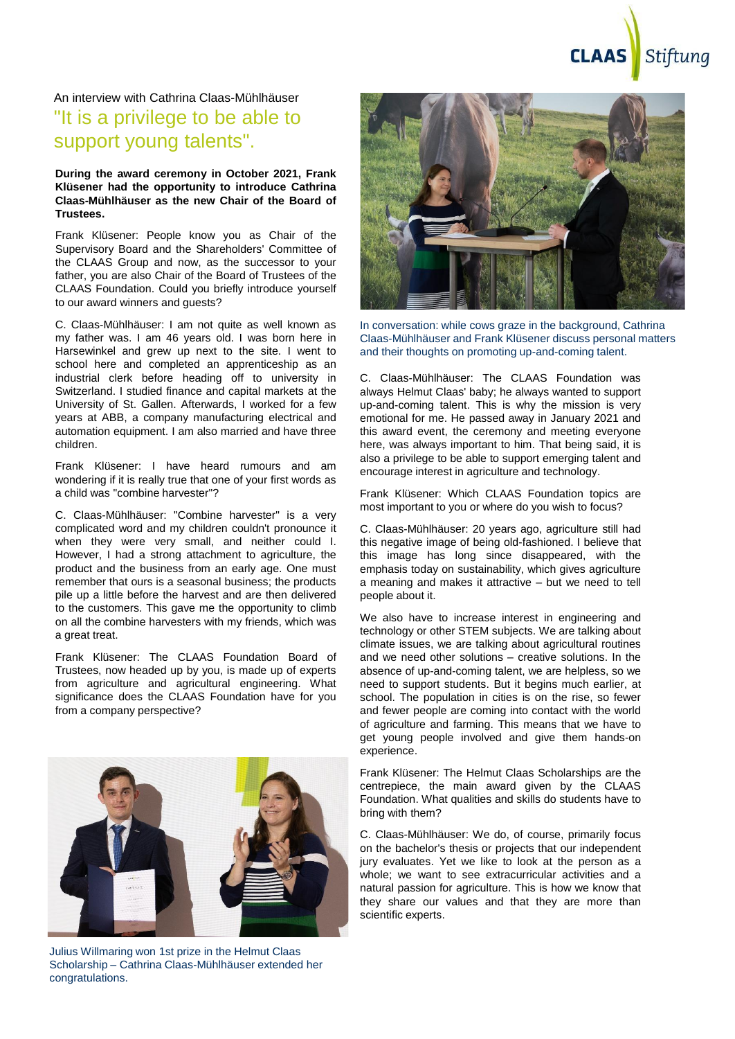An interview with Cathrina Claas-Mühlhäuser

# "It is a privilege to be able to support young talents".

**During the award ceremony in October 2021, Frank Klüsener had the opportunity to introduce Cathrina Claas-Mühlhäuser as the new Chair of the Board of Trustees.**

Frank Klüsener: People know you as Chair of the Supervisory Board and the Shareholders' Committee of the CLAAS Group and now, as the successor to your father, you are also Chair of the Board of Trustees of the CLAAS Foundation. Could you briefly introduce yourself to our award winners and guests?

C. Claas-Mühlhäuser: I am not quite as well known as my father was. I am 46 years old. I was born here in Harsewinkel and grew up next to the site. I went to school here and completed an apprenticeship as an industrial clerk before heading off to university in Switzerland. I studied finance and capital markets at the University of St. Gallen. Afterwards, I worked for a few years at ABB, a company manufacturing electrical and automation equipment. I am also married and have three children.

Frank Klüsener: I have heard rumours and am wondering if it is really true that one of your first words as a child was "combine harvester"?

C. Claas-Mühlhäuser: "Combine harvester" is a very complicated word and my children couldn't pronounce it when they were very small, and neither could I. However, I had a strong attachment to agriculture, the product and the business from an early age. One must remember that ours is a seasonal business; the products pile up a little before the harvest and are then delivered to the customers. This gave me the opportunity to climb on all the combine harvesters with my friends, which was a great treat.

Frank Klüsener: The CLAAS Foundation Board of Trustees, now headed up by you, is made up of experts from agriculture and agricultural engineering. What significance does the CLAAS Foundation have for you from a company perspective?

Julius Willmaring won 1st prize in the Helmut Claas Scholarship – Cathrina Claas-Mühlhäuser extended her congratulations.

In conversation: while cows graze in the background, Cathrina Claas-Mühlhäuser and Frank Klüsener discuss personal matters and their thoughts on promoting up-and-coming talent.

C. Claas-Mühlhäuser: The CLAAS Foundation was always Helmut Claas' baby; he always wanted to support up-and-coming talent. This is why the mission is very emotional for me. He passed away in January 2021 and this award event, the ceremony and meeting everyone here, was always important to him. That being said, it is also a privilege to be able to support emerging talent and encourage interest in agriculture and technology.

Frank Klüsener: Which CLAAS Foundation topics are most important to you or where do you wish to focus?

C. Claas-Mühlhäuser: 20 years ago, agriculture still had this negative image of being old-fashioned. I believe that this image has long since disappeared, with the emphasis today on sustainability, which gives agriculture a meaning and makes it attractive – but we need to tell people about it.

We also have to increase interest in engineering and technology or other STEM subjects. We are talking about climate issues, we are talking about agricultural routines and we need other solutions – creative solutions. In the absence of up-and-coming talent, we are helpless, so we need to support students. But it begins much earlier, at school. The population in cities is on the rise, so fewer and fewer people are coming into contact with the world of agriculture and farming. This means that we have to get young people involved and give them hands-on experience.

Frank Klüsener: The Helmut Claas Scholarships are the centrepiece, the main award given by the CLAAS Foundation. What qualities and skills do students have to bring with them?

C. Claas-Mühlhäuser: We do, of course, primarily focus on the bachelor's thesis or projects that our independent jury evaluates. Yet we like to look at the person as a whole; we want to see extracurricular activities and a natural passion for agriculture. This is how we know that they share our values and that they are more than scientific experts.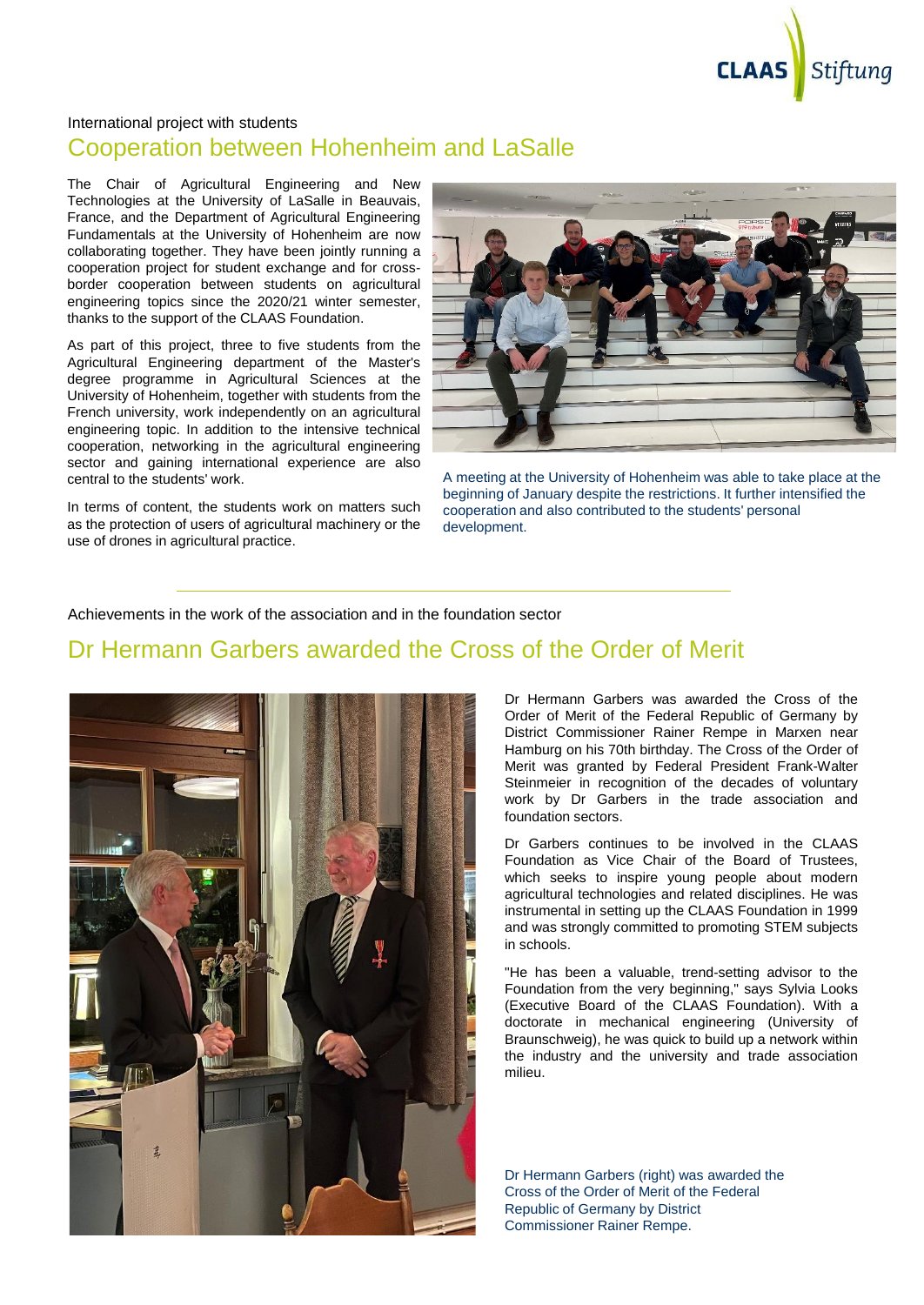International project with students

## Cooperation between Hohenheim and LaSalle

The Chair of Agricultural Engineering and New Technologies at the University of LaSalle in Beauvais, France, and the Department of Agricultural Engineering Fundamentals at the University of Hohenheim are now collaborating together. They have been jointly running a cooperation project for student exchange and for cross-border cooperation between students on agricultural engineering topics since the 2020/21 winter semester, thanks to the support of the CLAAS Foundation.

As part of this project, three to five students from the Agricultural Engineering department of the Master's degree programme in Agricultural Sciences at the University of Hohenheim, together with students from the French university, work independently on an agricultural engineering topic. In addition to the intensive technical cooperation, networking in the agricultural engineering sector and gaining international experience are also central to the students' work.

In terms of content, the students work on matters such as the protection of users of agricultural machinery or the use of drones in agricultural practice.

A meeting at the University of Hohenheim was able to take place at the beginning of January despite the restrictions. It further intensified the cooperation and also contributed to the students' personal development.

---

Achievements in the work of the association and in the foundation sector

## Dr Hermann Garbers awarded the Cross of the Order of Merit

Dr Hermann Garbers was awarded the Cross of the Order of Merit of the Federal Republic of Germany by District Commissioner Rainer Rempe in Marxen near Hamburg on his 70th birthday. The Cross of the Order of Merit was granted by Federal President Frank-Walter Steinmeier in recognition of the decades of voluntary work by Dr Garbers in the trade association and foundation sectors.

Dr Garbers continues to be involved in the CLAAS Foundation as Vice Chair of the Board of Trustees, which seeks to inspire young people about modern agricultural technologies and related disciplines. He was instrumental in setting up the CLAAS Foundation in 1999 and was strongly committed to promoting STEM subjects in schools.

"He has been a valuable, trend-setting advisor to the Foundation from the very beginning," says Sylvia Looks (Executive Board of the CLAAS Foundation). With a doctorate in mechanical engineering (University of Braunschweig), he was quick to build up a network within the industry and the university and trade association milieu.

Dr Hermann Garbers (right) was awarded the Cross of the Order of Merit of the Federal Republic of Germany by District Commissioner Rainer Rempe.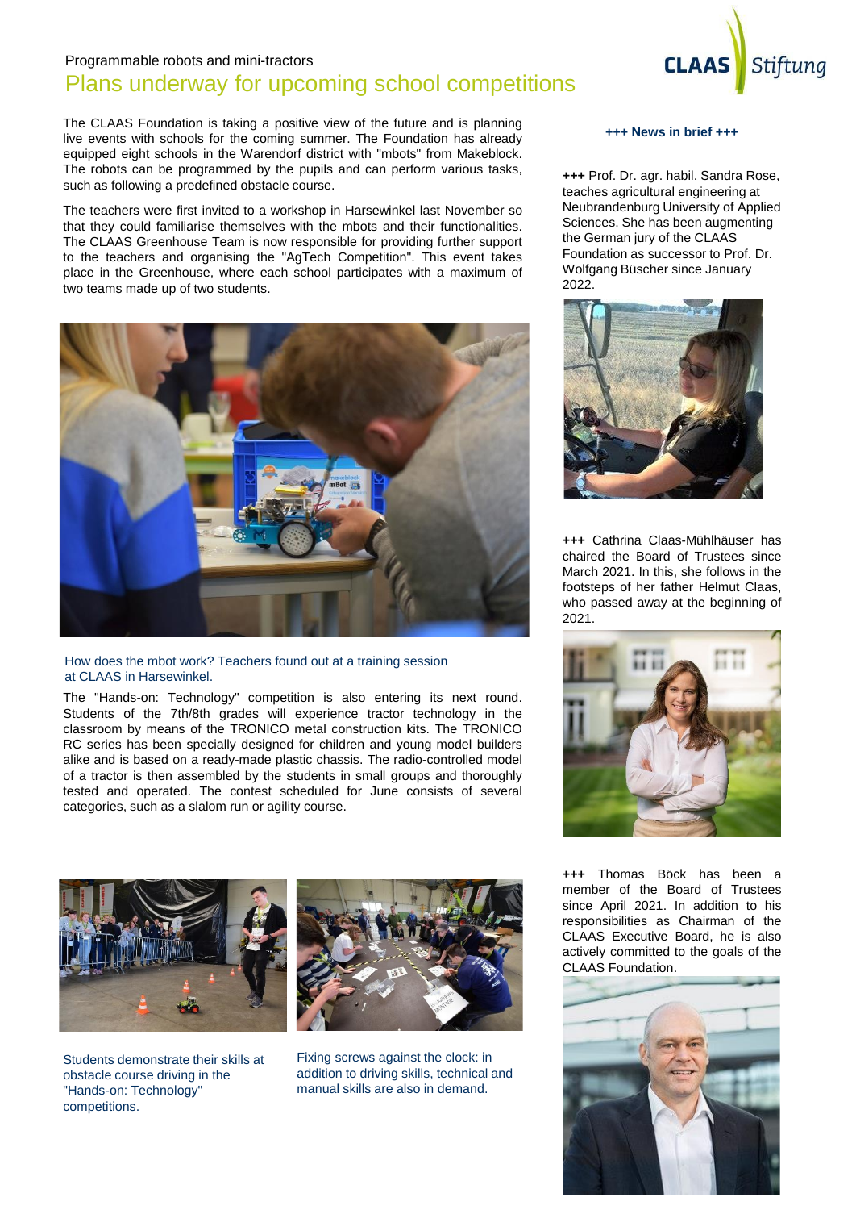Programmable robots and mini-tractors

# Plans underway for upcoming school competitions

The CLAAS Foundation is taking a positive view of the future and is planning live events with schools for the coming summer. The Foundation has already equipped eight schools in the Warendorf district with "mbots" from Makeblock. The robots can be programmed by the pupils and can perform various tasks, such as following a predefined obstacle course.

The teachers were first invited to a workshop in Harsewinkel last November so that they could familiarise themselves with the mbots and their functionalities. The CLAAS Greenhouse Team is now responsible for providing further support to the teachers and organising the "AgTech Competition". This event takes place in the Greenhouse, where each school participates with a maximum of two teams made up of two students.

How does the mbot work? Teachers found out at a training session at CLAAS in Harsewinkel.

The "Hands-on: Technology" competition is also entering its next round. Students of the 7th/8th grades will experience tractor technology in the classroom by means of the TRONICO metal construction kits. The TRONICO RC series has been specially designed for children and young model builders alike and is based on a ready-made plastic chassis. The radio-controlled model of a tractor is then assembled by the students in small groups and thoroughly tested and operated. The contest scheduled for June consists of several categories, such as a slalom run or agility course.

Students demonstrate their skills at obstacle course driving in the "Hands-on: Technology" competitions.

Fixing screws against the clock: in addition to driving skills, technical and manual skills are also in demand.

**+++ News in brief +++**

**+++** Prof. Dr. agr. habil. Sandra Rose, teaches agricultural engineering at Neubrandenburg University of Applied Sciences. She has been augmenting the German jury of the CLAAS Foundation as successor to Prof. Dr. Wolfgang Büscher since January 2022.

**+++** Cathrina Claas-Mühlhäuser has chaired the Board of Trustees since March 2021. In this, she follows in the footsteps of her father Helmut Claas, who passed away at the beginning of 2021.

**+++** Thomas Böck has been a member of the Board of Trustees since April 2021. In addition to his responsibilities as Chairman of the CLAAS Executive Board, he is also actively committed to the goals of the CLAAS Foundation.